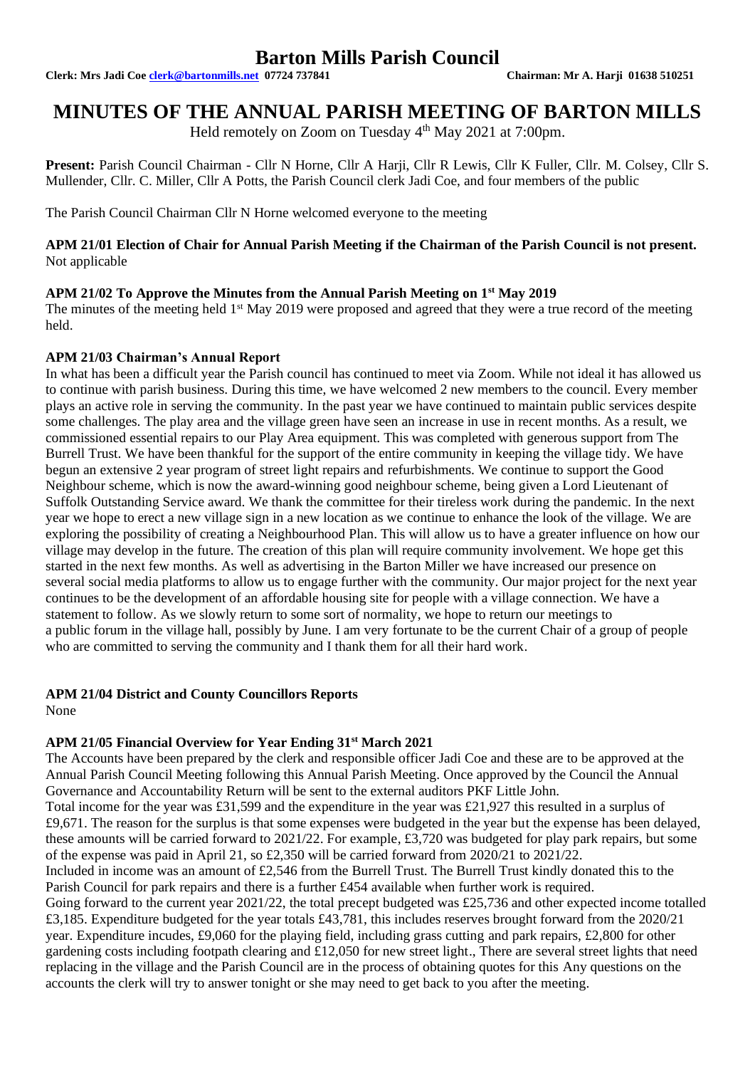# Barton Mills Parish Council

**Clerk: Mrs Jadi Coe clerk@bartonmills.net 07724 737841** **Chairman: Mr A. Harji 01638 510251**

# MINUTES OF THE ANNUAL PARISH MEETING OF BARTON MILLS

Held remotely on Zoom on Tuesday 4th May 2021 at 7:00pm.

**Present:** Parish Council Chairman - Cllr N Horne, Cllr A Harji, Cllr R Lewis, Cllr K Fuller, Cllr. M. Colsey, Cllr S. Mullender, Cllr. C. Miller, Cllr A Potts, the Parish Council clerk Jadi Coe, and four members of the public

The Parish Council Chairman Cllr N Horne welcomed everyone to the meeting

**APM 21/01 Election of Chair for Annual Parish Meeting if the Chairman of the Parish Council is not present.**
Not applicable

**APM 21/02 To Approve the Minutes from the Annual Parish Meeting on 1st May 2019**
The minutes of the meeting held 1st May 2019 were proposed and agreed that they were a true record of the meeting held.

**APM 21/03 Chairman's Annual Report**
In what has been a difficult year the Parish council has continued to meet via Zoom. While not ideal it has allowed us to continue with parish business. During this time, we have welcomed 2 new members to the council. Every member plays an active role in serving the community. In the past year we have continued to maintain public services despite some challenges. The play area and the village green have seen an increase in use in recent months. As a result, we commissioned essential repairs to our Play Area equipment. This was completed with generous support from The Burrell Trust. We have been thankful for the support of the entire community in keeping the village tidy. We have begun an extensive 2 year program of street light repairs and refurbishments. We continue to support the Good Neighbour scheme, which is now the award-winning good neighbour scheme, being given a Lord Lieutenant of Suffolk Outstanding Service award. We thank the committee for their tireless work during the pandemic. In the next year we hope to erect a new village sign in a new location as we continue to enhance the look of the village. We are exploring the possibility of creating a Neighbourhood Plan. This will allow us to have a greater influence on how our village may develop in the future. The creation of this plan will require community involvement. We hope get this started in the next few months. As well as advertising in the Barton Miller we have increased our presence on several social media platforms to allow us to engage further with the community. Our major project for the next year continues to be the development of an affordable housing site for people with a village connection. We have a statement to follow. As we slowly return to some sort of normality, we hope to return our meetings to a public forum in the village hall, possibly by June. I am very fortunate to be the current Chair of a group of people who are committed to serving the community and I thank them for all their hard work.

**APM 21/04 District and County Councillors Reports**
None

**APM 21/05 Financial Overview for Year Ending 31st March 2021**
The Accounts have been prepared by the clerk and responsible officer Jadi Coe and these are to be approved at the Annual Parish Council Meeting following this Annual Parish Meeting. Once approved by the Council the Annual Governance and Accountability Return will be sent to the external auditors PKF Little John.
Total income for the year was £31,599 and the expenditure in the year was £21,927 this resulted in a surplus of £9,671. The reason for the surplus is that some expenses were budgeted in the year but the expense has been delayed, these amounts will be carried forward to 2021/22. For example, £3,720 was budgeted for play park repairs, but some of the expense was paid in April 21, so £2,350 will be carried forward from 2020/21 to 2021/22.
Included in income was an amount of £2,546 from the Burrell Trust. The Burrell Trust kindly donated this to the Parish Council for park repairs and there is a further £454 available when further work is required.
Going forward to the current year 2021/22, the total precept budgeted was £25,736 and other expected income totalled £3,185. Expenditure budgeted for the year totals £43,781, this includes reserves brought forward from the 2020/21 year. Expenditure incudes, £9,060 for the playing field, including grass cutting and park repairs, £2,800 for other gardening costs including footpath clearing and £12,050 for new street light., There are several street lights that need replacing in the village and the Parish Council are in the process of obtaining quotes for this Any questions on the accounts the clerk will try to answer tonight or she may need to get back to you after the meeting.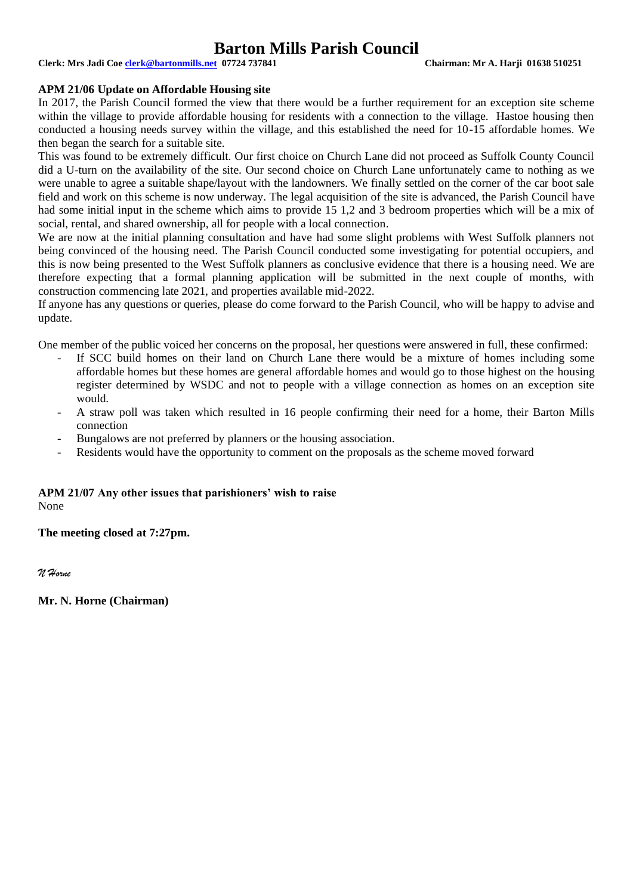# Barton Mills Parish Council

**Clerk: Mrs Jadi Coe clerk@bartonmills.net 07724 737841** **Chairman: Mr A. Harji 01638 510251**

**APM 21/06 Update on Affordable Housing site**

In 2017, the Parish Council formed the view that there would be a further requirement for an exception site scheme within the village to provide affordable housing for residents with a connection to the village. Hastoe housing then conducted a housing needs survey within the village, and this established the need for 10-15 affordable homes. We then began the search for a suitable site.

This was found to be extremely difficult. Our first choice on Church Lane did not proceed as Suffolk County Council did a U-turn on the availability of the site. Our second choice on Church Lane unfortunately came to nothing as we were unable to agree a suitable shape/layout with the landowners. We finally settled on the corner of the car boot sale field and work on this scheme is now underway. The legal acquisition of the site is advanced, the Parish Council have had some initial input in the scheme which aims to provide 15 1,2 and 3 bedroom properties which will be a mix of social, rental, and shared ownership, all for people with a local connection.

We are now at the initial planning consultation and have had some slight problems with West Suffolk planners not being convinced of the housing need. The Parish Council conducted some investigating for potential occupiers, and this is now being presented to the West Suffolk planners as conclusive evidence that there is a housing need. We are therefore expecting that a formal planning application will be submitted in the next couple of months, with construction commencing late 2021, and properties available mid-2022.

If anyone has any questions or queries, please do come forward to the Parish Council, who will be happy to advise and update.

One member of the public voiced her concerns on the proposal, her questions were answered in full, these confirmed:

- If SCC build homes on their land on Church Lane there would be a mixture of homes including some affordable homes but these homes are general affordable homes and would go to those highest on the housing register determined by WSDC and not to people with a village connection as homes on an exception site would.
- A straw poll was taken which resulted in 16 people confirming their need for a home, their Barton Mills connection
- Bungalows are not preferred by planners or the housing association.
- Residents would have the opportunity to comment on the proposals as the scheme moved forward

**APM 21/07 Any other issues that parishioners' wish to raise**

None

**The meeting closed at 7:27pm.**

*N Horne*

**Mr. N. Horne (Chairman)**